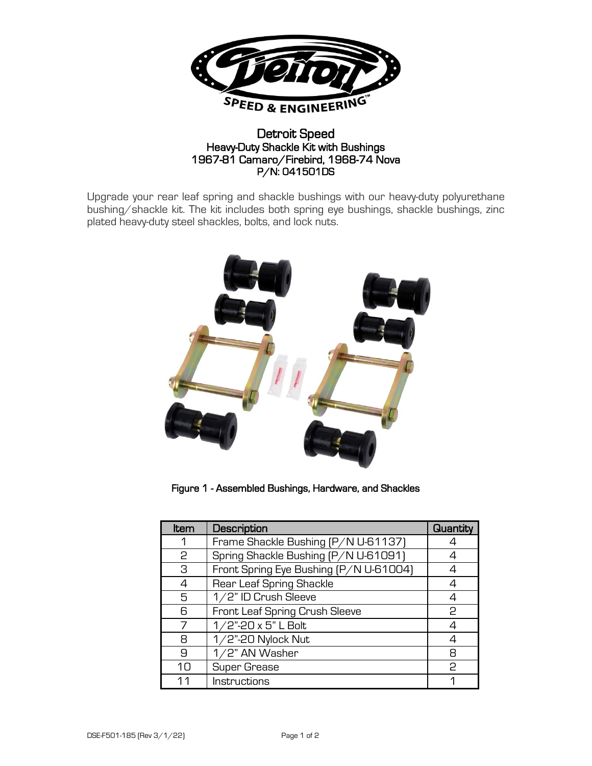# Detroit Speed

## Heavy-Duty Shackle Kit with Bushings
## 1967-81 Camaro/Firebird, 1968-74 Nova
## P/N: 041501DS

Upgrade your rear leaf spring and shackle bushings with our heavy-duty polyurethane bushing/shackle kit. The kit includes both spring eye bushings, shackle bushings, zinc plated heavy-duty steel shackles, bolts, and lock nuts.

Figure 1 - Assembled Bushings, Hardware, and Shackles

| Item | Description | Quantity |
|---|---|---|
| 1 | Frame Shackle Bushing (P/N U-61137) | 4 |
| 2 | Spring Shackle Bushing (P/N U-61091) | 4 |
| 3 | Front Spring Eye Bushing (P/N U-61004) | 4 |
| 4 | Rear Leaf Spring Shackle | 4 |
| 5 | 1/2" ID Crush Sleeve | 4 |
| 6 | Front Leaf Spring Crush Sleeve | 2 |
| 7 | 1/2"-20 x 5" L Bolt | 4 |
| 8 | 1/2"-20 Nylock Nut | 4 |
| 9 | 1/2" AN Washer | 8 |
| 10 | Super Grease | 2 |
| 11 | Instructions | 1 |

DSE-F501-185 (Rev 3/1/22)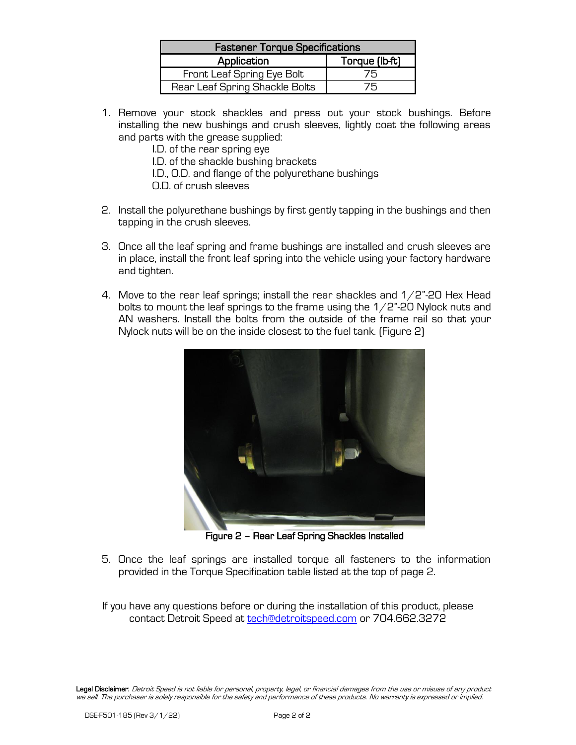| Fastener Torque Specifications | |
|---|---|
| **Application** | **Torque (lb-ft)** |
| Front Leaf Spring Eye Bolt | 75 |
| Rear Leaf Spring Shackle Bolts | 75 |

1. Remove your stock shackles and press out your stock bushings. Before installing the new bushings and crush sleeves, lightly coat the following areas and parts with the grease supplied:
   - I.D. of the rear spring eye
   - I.D. of the shackle bushing brackets
   - I.D., O.D. and flange of the polyurethane bushings
   - O.D. of crush sleeves

2. Install the polyurethane bushings by first gently tapping in the bushings and then tapping in the crush sleeves.

3. Once all the leaf spring and frame bushings are installed and crush sleeves are in place, install the front leaf spring into the vehicle using your factory hardware and tighten.

4. Move to the rear leaf springs; install the rear shackles and 1/2"-20 Hex Head bolts to mount the leaf springs to the frame using the 1/2"-20 Nylock nuts and AN washers. Install the bolts from the outside of the frame rail so that your Nylock nuts will be on the inside closest to the fuel tank. (Figure 2)

**Figure 2 – Rear Leaf Spring Shackles Installed**

5. Once the leaf springs are installed torque all fasteners to the information provided in the Torque Specification table listed at the top of page 2.

If you have any questions before or during the installation of this product, please contact Detroit Speed at tech@detroitspeed.com or 704.662.3272

**Legal Disclaimer:** *Detroit Speed is not liable for personal, property, legal, or financial damages from the use or misuse of any product we sell. The purchaser is solely responsible for the safety and performance of these products. No warranty is expressed or implied.*

DSE-F501-185 (Rev 3/1/22)